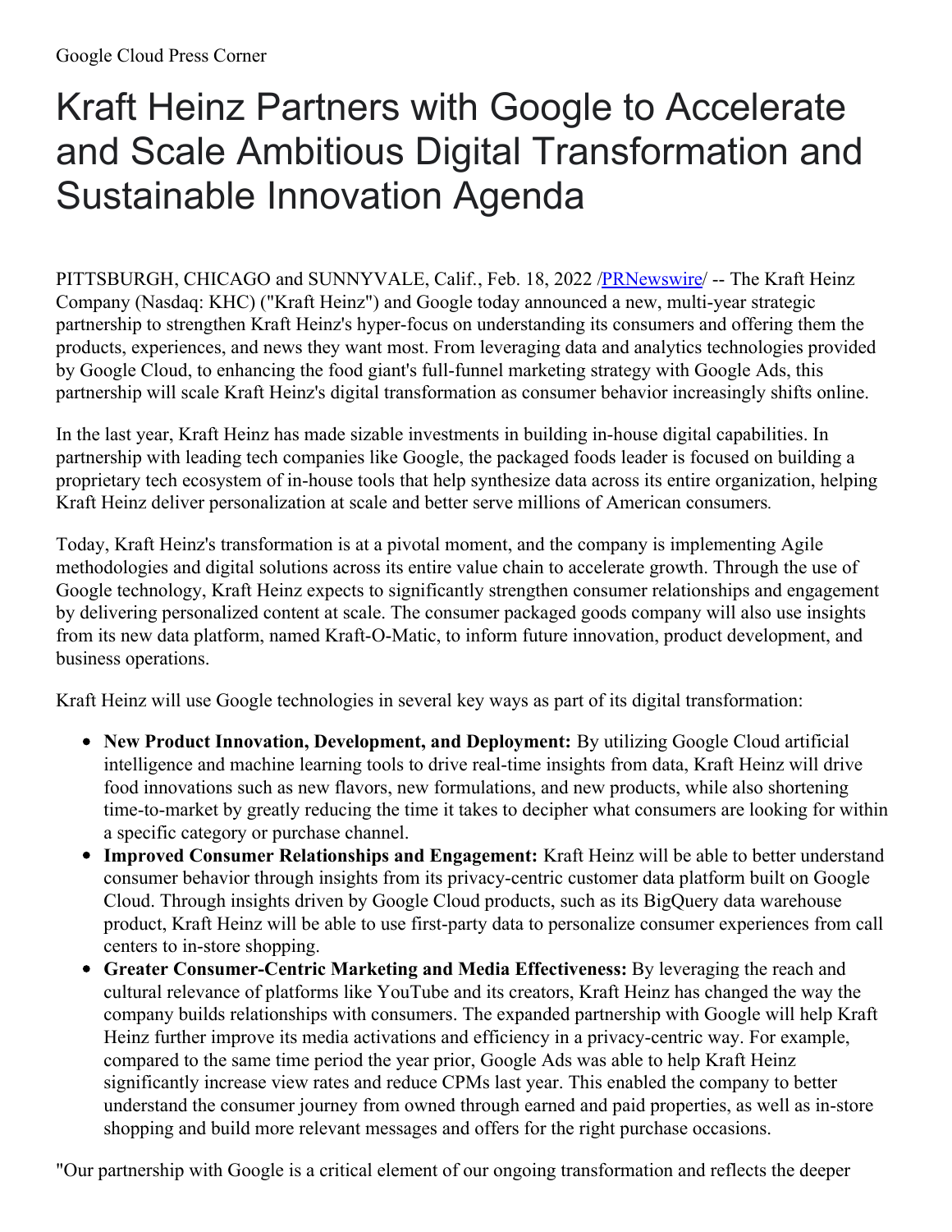Google Cloud Press Corner

# Kraft Heinz Partners with Google to Accelerate and Scale Ambitious Digital Transformation and Sustainable Innovation Agenda

PITTSBURGH, CHICAGO and SUNNYVALE, Calif., Feb. 18, 2022 /[PRNewswire](http://www.prnewswire.com/)/ -- The Kraft Heinz Company (Nasdaq: KHC) ("Kraft Heinz") and Google today announced a new, multi-year strategic partnership to strengthen Kraft Heinz's hyper-focus on understanding its consumers and offering them the products, experiences, and news they want most. From leveraging data and analytics technologies provided by Google Cloud, to enhancing the food giant's full-funnel marketing strategy with Google Ads, this partnership will scale Kraft Heinz's digital transformation as consumer behavior increasingly shifts online.

In the last year, Kraft Heinz has made sizable investments in building in-house digital capabilities. In partnership with leading tech companies like Google, the packaged foods leader is focused on building a proprietary tech ecosystem of in-house tools that help synthesize data across its entire organization, helping Kraft Heinz deliver personalization at scale and better serve millions of American consumers.

Today, Kraft Heinz's transformation is at a pivotal moment, and the company is implementing Agile methodologies and digital solutions across its entire value chain to accelerate growth. Through the use of Google technology, Kraft Heinz expects to significantly strengthen consumer relationships and engagement by delivering personalized content at scale. The consumer packaged goods company will also use insights from its new data platform, named Kraft-O-Matic, to inform future innovation, product development, and business operations.

Kraft Heinz will use Google technologies in several key ways as part of its digital transformation:

- **New Product Innovation, Development, and Deployment:** By utilizing Google Cloud artificial intelligence and machine learning tools to drive real-time insights from data, Kraft Heinz will drive food innovations such as new flavors, new formulations, and new products, while also shortening time-to-market by greatly reducing the time it takes to decipher what consumers are looking for within a specific category or purchase channel.
- **Improved Consumer Relationships and Engagement:** Kraft Heinz will be able to better understand consumer behavior through insights from its privacy-centric customer data platform built on Google Cloud. Through insights driven by Google Cloud products, such as its BigQuery data warehouse product, Kraft Heinz will be able to use first-party data to personalize consumer experiences from call centers to in-store shopping.
- **Greater Consumer-Centric Marketing and Media Effectiveness:** By leveraging the reach and cultural relevance of platforms like YouTube and its creators, Kraft Heinz has changed the way the company builds relationships with consumers. The expanded partnership with Google will help Kraft Heinz further improve its media activations and efficiency in a privacy-centric way. For example, compared to the same time period the year prior, Google Ads was able to help Kraft Heinz significantly increase view rates and reduce CPMs last year. This enabled the company to better understand the consumer journey from owned through earned and paid properties, as well as in-store shopping and build more relevant messages and offers for the right purchase occasions.

"Our partnership with Google is a critical element of our ongoing transformation and reflects the deeper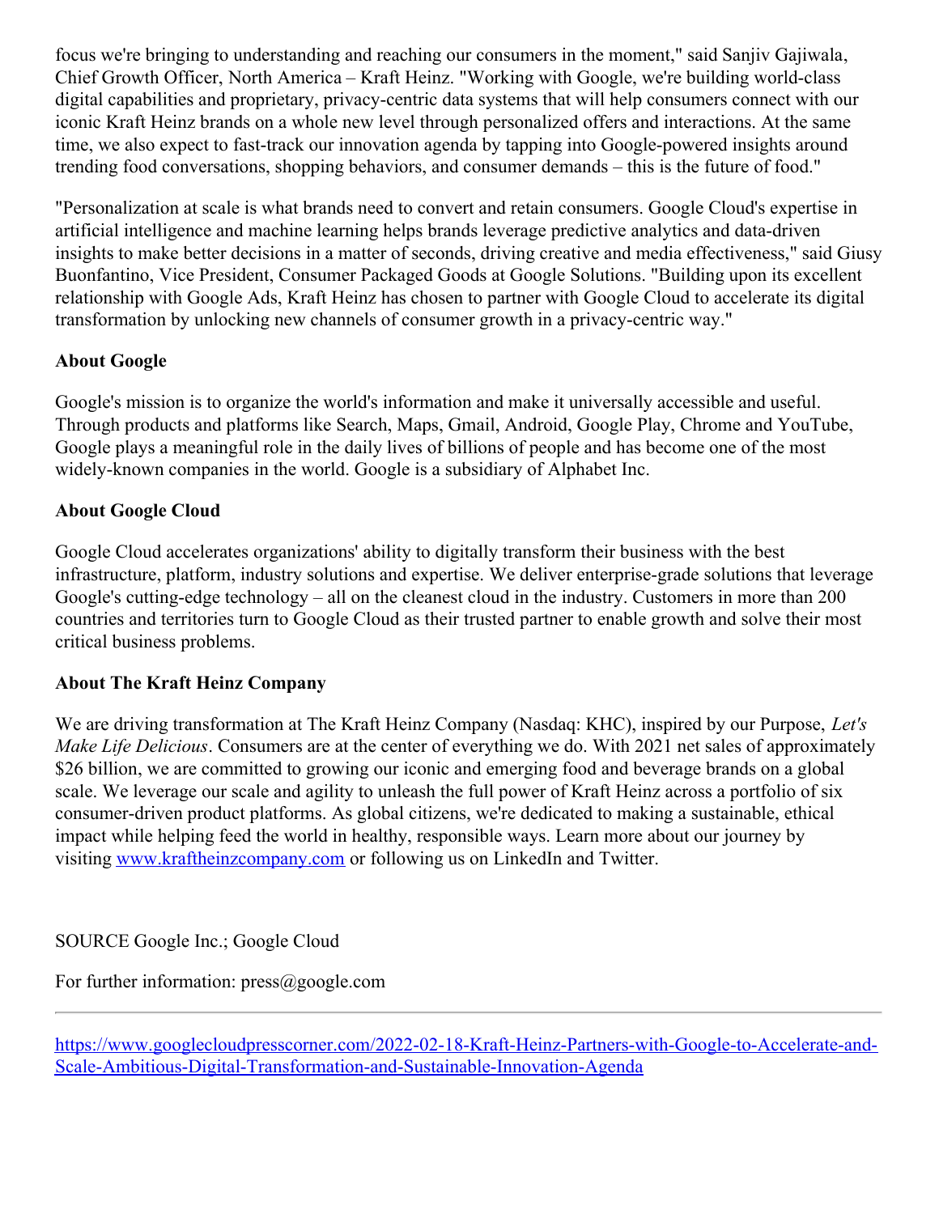focus we're bringing to understanding and reaching our consumers in the moment," said Sanjiv Gajiwala, Chief Growth Officer, North America – Kraft Heinz. "Working with Google, we're building world-class digital capabilities and proprietary, privacy-centric data systems that will help consumers connect with our iconic Kraft Heinz brands on a whole new level through personalized offers and interactions. At the same time, we also expect to fast-track our innovation agenda by tapping into Google-powered insights around trending food conversations, shopping behaviors, and consumer demands – this is the future of food."

"Personalization at scale is what brands need to convert and retain consumers. Google Cloud's expertise in artificial intelligence and machine learning helps brands leverage predictive analytics and data-driven insights to make better decisions in a matter of seconds, driving creative and media effectiveness," said Giusy Buonfantino, Vice President, Consumer Packaged Goods at Google Solutions. "Building upon its excellent relationship with Google Ads, Kraft Heinz has chosen to partner with Google Cloud to accelerate its digital transformation by unlocking new channels of consumer growth in a privacy-centric way."

**About Google**

Google's mission is to organize the world's information and make it universally accessible and useful. Through products and platforms like Search, Maps, Gmail, Android, Google Play, Chrome and YouTube, Google plays a meaningful role in the daily lives of billions of people and has become one of the most widely-known companies in the world. Google is a subsidiary of Alphabet Inc.

**About Google Cloud**

Google Cloud accelerates organizations' ability to digitally transform their business with the best infrastructure, platform, industry solutions and expertise. We deliver enterprise-grade solutions that leverage Google's cutting-edge technology – all on the cleanest cloud in the industry. Customers in more than 200 countries and territories turn to Google Cloud as their trusted partner to enable growth and solve their most critical business problems.

**About The Kraft Heinz Company**

We are driving transformation at The Kraft Heinz Company (Nasdaq: KHC), inspired by our Purpose, *Let's Make Life Delicious*. Consumers are at the center of everything we do. With 2021 net sales of approximately $26 billion, we are committed to growing our iconic and emerging food and beverage brands on a global scale. We leverage our scale and agility to unleash the full power of Kraft Heinz across a portfolio of six consumer-driven product platforms. As global citizens, we're dedicated to making a sustainable, ethical impact while helping feed the world in healthy, responsible ways. Learn more about our journey by visiting [www.kraftheinzcompany.com](http://www.kraftheinzcompany.com) or following us on LinkedIn and Twitter.

SOURCE Google Inc.; Google Cloud

For further information: press@google.com

---

[https://www.googlecloudpresscorner.com/2022-02-18-Kraft-Heinz-Partners-with-Google-to-Accelerate-and-Scale-Ambitious-Digital-Transformation-and-Sustainable-Innovation-Agenda](https://www.googlecloudpresscorner.com/2022-02-18-Kraft-Heinz-Partners-with-Google-to-Accelerate-and-Scale-Ambitious-Digital-Transformation-and-Sustainable-Innovation-Agenda)